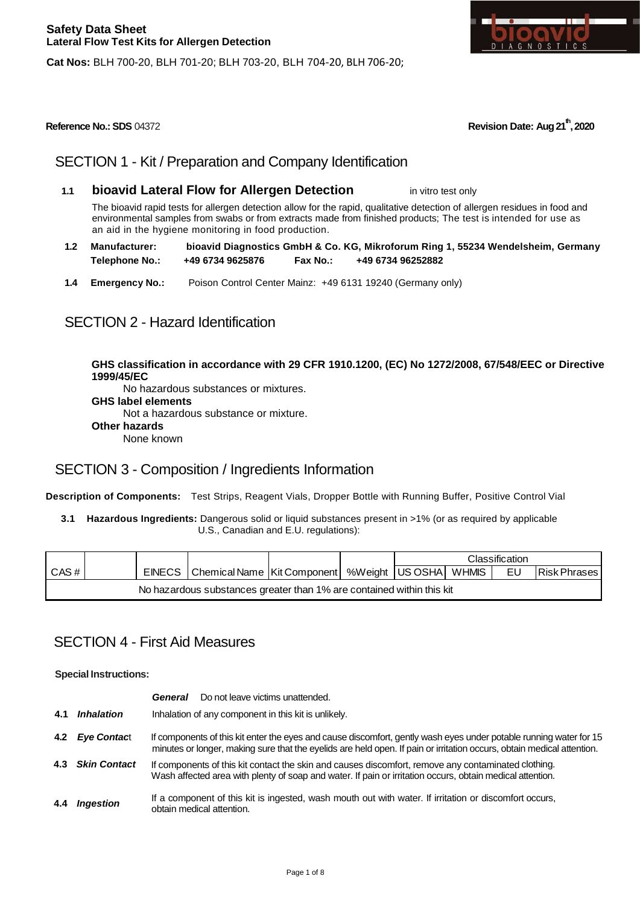**Safety Data Sheet**
**Lateral Flow Test Kits for Allergen Detection**

**Cat Nos:** BLH 700-20, BLH 701-20; BLH 703-20, BLH 704-20, BLH 706-20;

**Reference No.: SDS** 04372 **Revision Date: Aug 21th, 2020**

# SECTION 1 - Kit / Preparation and Company Identification

**1.1 bioavid Lateral Flow for Allergen Detection** in vitro test only

The bioavid rapid tests for allergen detection allow for the rapid, qualitative detection of allergen residues in food and environmental samples from swabs or from extracts made from finished products; The test is intended for use as an aid in the hygiene monitoring in food production.

**1.2 Manufacturer:** **bioavid Diagnostics GmbH & Co. KG, Mikroforum Ring 1, 55234 Wendelsheim, Germany**
**Telephone No.: +49 6734 9625876 Fax No.: +49 6734 96252882**

**1.4 Emergency No.:** Poison Control Center Mainz: +49 6131 19240 (Germany only)

# SECTION 2 - Hazard Identification

**GHS classification in accordance with 29 CFR 1910.1200, (EC) No 1272/2008, 67/548/EEC or Directive 1999/45/EC**

No hazardous substances or mixtures.

**GHS label elements**

Not a hazardous substance or mixture.

**Other hazards**

None known

# SECTION 3 - Composition / Ingredients Information

**Description of Components:** Test Strips, Reagent Vials, Dropper Bottle with Running Buffer, Positive Control Vial

**3.1 Hazardous Ingredients:** Dangerous solid or liquid substances present in >1% (or as required by applicable U.S., Canadian and E.U. regulations):

| CAS # | | EINECS | Chemical Name | Kit Component | %Weight | Classification | | | |
|---|---|---|---|---|---|---|---|---|---|
| | | | | | | US OSHA | WHMIS | EU | Risk Phrases |
| No hazardous substances greater than 1% are contained within this kit | | | | | | | | | |

# SECTION 4 - First Aid Measures

**Special Instructions:**

***General*** Do not leave victims unattended.

**4.1 *Inhalation*** Inhalation of any component in this kit is unlikely.

**4.2 *Eye Contact*** If components of this kit enter the eyes and cause discomfort, gently wash eyes under potable running water for 15 minutes or longer, making sure that the eyelids are held open. If pain or irritation occurs, obtain medical attention.

**4.3 *Skin Contact*** If components of this kit contact the skin and causes discomfort, remove any contaminated clothing. Wash affected area with plenty of soap and water. If pain or irritation occurs, obtain medical attention.

**4.4 *Ingestion*** If a component of this kit is ingested, wash mouth out with water. If irritation or discomfort occurs, obtain medical attention.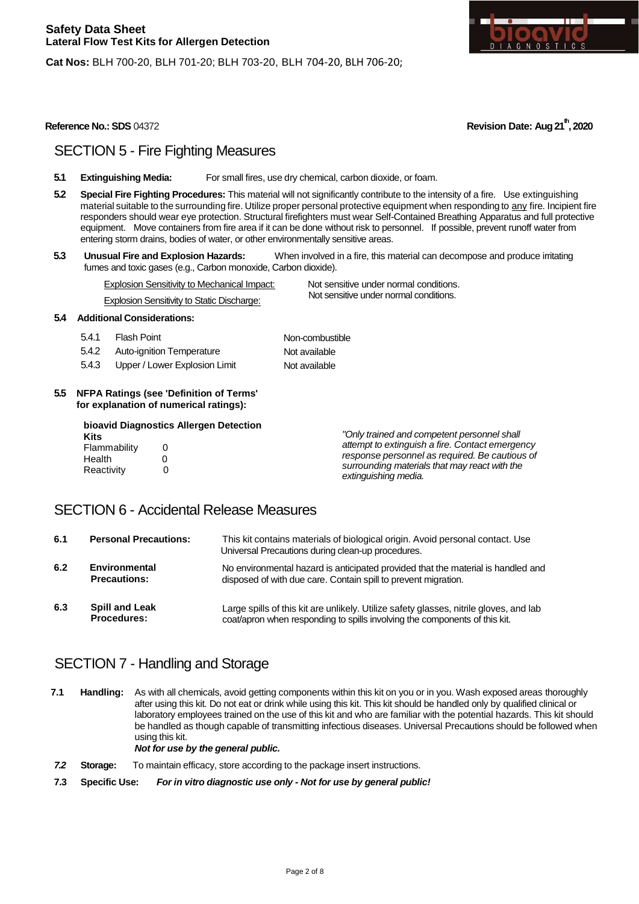## SECTION 5 - Fire Fighting Measures

**5.1 Extinguishing Media:** For small fires, use dry chemical, carbon dioxide, or foam.

**5.2 Special Fire Fighting Procedures:** This material will not significantly contribute to the intensity of a fire. Use extinguishing material suitable to the surrounding fire. Utilize proper personal protective equipment when responding to any fire. Incipient fire responders should wear eye protection. Structural firefighters must wear Self-Contained Breathing Apparatus and full protective equipment. Move containers from fire area if it can be done without risk to personnel. If possible, prevent runoff water from entering storm drains, bodies of water, or other environmentally sensitive areas.

**5.3 Unusual Fire and Explosion Hazards:** When involved in a fire, this material can decompose and produce irritating fumes and toxic gases (e.g., Carbon monoxide, Carbon dioxide).

| | |
|---|---|
| Explosion Sensitivity to Mechanical Impact: | Not sensitive under normal conditions. |
| Explosion Sensitivity to Static Discharge: | Not sensitive under normal conditions. |

**5.4 Additional Considerations:**

| | | |
|---|---|---|
| 5.4.1 | Flash Point | Non-combustible |
| 5.4.2 | Auto-ignition Temperature | Not available |
| 5.4.3 | Upper / Lower Explosion Limit | Not available |

**5.5 NFPA Ratings (see 'Definition of Terms' for explanation of numerical ratings):**

**bioavid Diagnostics Allergen Detection Kits**

| | |
|---|---|
| Flammability | 0 |
| Health | 0 |
| Reactivity | 0 |

*"Only trained and competent personnel shall attempt to extinguish a fire. Contact emergency response personnel as required. Be cautious of surrounding materials that may react with the extinguishing media.*

## SECTION 6 - Accidental Release Measures

**6.1 Personal Precautions:** This kit contains materials of biological origin. Avoid personal contact. Use Universal Precautions during clean-up procedures.

**6.2 Environmental Precautions:** No environmental hazard is anticipated provided that the material is handled and disposed of with due care. Contain spill to prevent migration.

**6.3 Spill and Leak Procedures:** Large spills of this kit are unlikely. Utilize safety glasses, nitrile gloves, and lab coat/apron when responding to spills involving the components of this kit.

## SECTION 7 - Handling and Storage

**7.1 Handling:** As with all chemicals, avoid getting components within this kit on you or in you. Wash exposed areas thoroughly after using this kit. Do not eat or drink while using this kit. This kit should be handled only by qualified clinical or laboratory employees trained on the use of this kit and who are familiar with the potential hazards. This kit should be handled as though capable of transmitting infectious diseases. Universal Precautions should be followed when using this kit.
***Not for use by the general public.***

**7.2 Storage:** To maintain efficacy, store according to the package insert instructions.

**7.3 Specific Use:** ***For in vitro diagnostic use only - Not for use by general public!***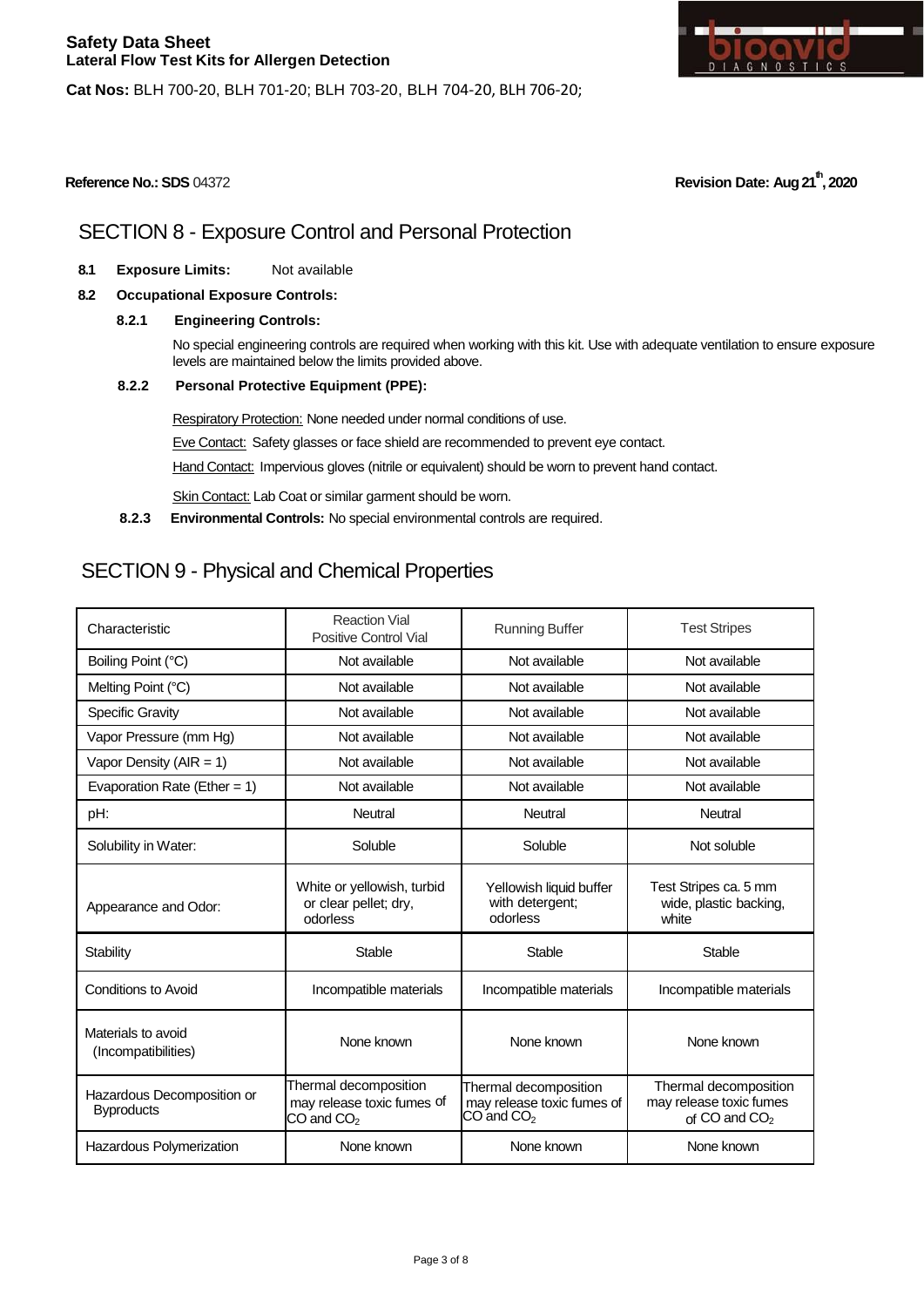**Safety Data Sheet**
**Lateral Flow Test Kits for Allergen Detection**

**Cat Nos:** BLH 700-20, BLH 701-20; BLH 703-20, BLH 704-20, BLH 706-20;

**Reference No.: SDS** 04372 **Revision Date: Aug 21th, 2020**

## SECTION 8 - Exposure Control and Personal Protection

**8.1 Exposure Limits:** Not available

**8.2 Occupational Exposure Controls:**

**8.2.1 Engineering Controls:**

No special engineering controls are required when working with this kit. Use with adequate ventilation to ensure exposure levels are maintained below the limits provided above.

**8.2.2 Personal Protective Equipment (PPE):**

Respiratory Protection: None needed under normal conditions of use.

Eye Contact: Safety glasses or face shield are recommended to prevent eye contact.

Hand Contact: Impervious gloves (nitrile or equivalent) should be worn to prevent hand contact.

Skin Contact: Lab Coat or similar garment should be worn.

**8.2.3 Environmental Controls:** No special environmental controls are required.

## SECTION 9 - Physical and Chemical Properties

| Characteristic | Reaction Vial Positive Control Vial | Running Buffer | Test Stripes |
|---|---|---|---|
| Boiling Point (°C) | Not available | Not available | Not available |
| Melting Point (°C) | Not available | Not available | Not available |
| Specific Gravity | Not available | Not available | Not available |
| Vapor Pressure (mm Hg) | Not available | Not available | Not available |
| Vapor Density (AIR = 1) | Not available | Not available | Not available |
| Evaporation Rate (Ether = 1) | Not available | Not available | Not available |
| pH: | Neutral | Neutral | Neutral |
| Solubility in Water: | Soluble | Soluble | Not soluble |
| Appearance and Odor: | White or yellowish, turbid or clear pellet; dry, odorless | Yellowish liquid buffer with detergent; odorless | Test Stripes ca. 5 mm wide, plastic backing, white |
| Stability | Stable | Stable | Stable |
| Conditions to Avoid | Incompatible materials | Incompatible materials | Incompatible materials |
| Materials to avoid (Incompatibilities) | None known | None known | None known |
| Hazardous Decomposition or Byproducts | Thermal decomposition may release toxic fumes of CO and $CO_2$ | Thermal decomposition may release toxic fumes of CO and $CO_2$ | Thermal decomposition may release toxic fumes of CO and $CO_2$ |
| Hazardous Polymerization | None known | None known | None known |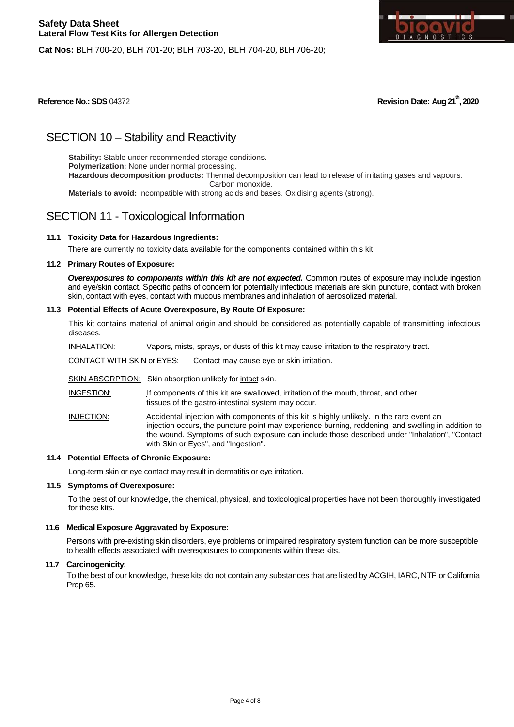# SECTION 10 – Stability and Reactivity

**Stability:** Stable under recommended storage conditions.
**Polymerization:** None under normal processing.
**Hazardous decomposition products:** Thermal decomposition can lead to release of irritating gases and vapours. Carbon monoxide.
**Materials to avoid:** Incompatible with strong acids and bases. Oxidising agents (strong).

# SECTION 11 - Toxicological Information

### 11.1 Toxicity Data for Hazardous Ingredients:

There are currently no toxicity data available for the components contained within this kit.

### 11.2 Primary Routes of Exposure:

***Overexposures to components within this kit are not expected.*** Common routes of exposure may include ingestion and eye/skin contact. Specific paths of concern for potentially infectious materials are skin puncture, contact with broken skin, contact with eyes, contact with mucous membranes and inhalation of aerosolized material.

### 11.3 Potential Effects of Acute Overexposure, By Route Of Exposure:

This kit contains material of animal origin and should be considered as potentially capable of transmitting infectious diseases.

INHALATION: Vapors, mists, sprays, or dusts of this kit may cause irritation to the respiratory tract.

CONTACT WITH SKIN or EYES: Contact may cause eye or skin irritation.

SKIN ABSORPTION: Skin absorption unlikely for intact skin.

INGESTION: If components of this kit are swallowed, irritation of the mouth, throat, and other tissues of the gastro-intestinal system may occur.

INJECTION: Accidental injection with components of this kit is highly unlikely. In the rare event an injection occurs, the puncture point may experience burning, reddening, and swelling in addition to the wound. Symptoms of such exposure can include those described under "Inhalation", "Contact with Skin or Eyes", and "Ingestion".

### 11.4 Potential Effects of Chronic Exposure:

Long-term skin or eye contact may result in dermatitis or eye irritation.

### 11.5 Symptoms of Overexposure:

To the best of our knowledge, the chemical, physical, and toxicological properties have not been thoroughly investigated for these kits.

### 11.6 Medical Exposure Aggravated by Exposure:

Persons with pre-existing skin disorders, eye problems or impaired respiratory system function can be more susceptible to health effects associated with overexposures to components within these kits.

### 11.7 Carcinogenicity:

To the best of our knowledge, these kits do not contain any substances that are listed by ACGIH, IARC, NTP or California Prop 65.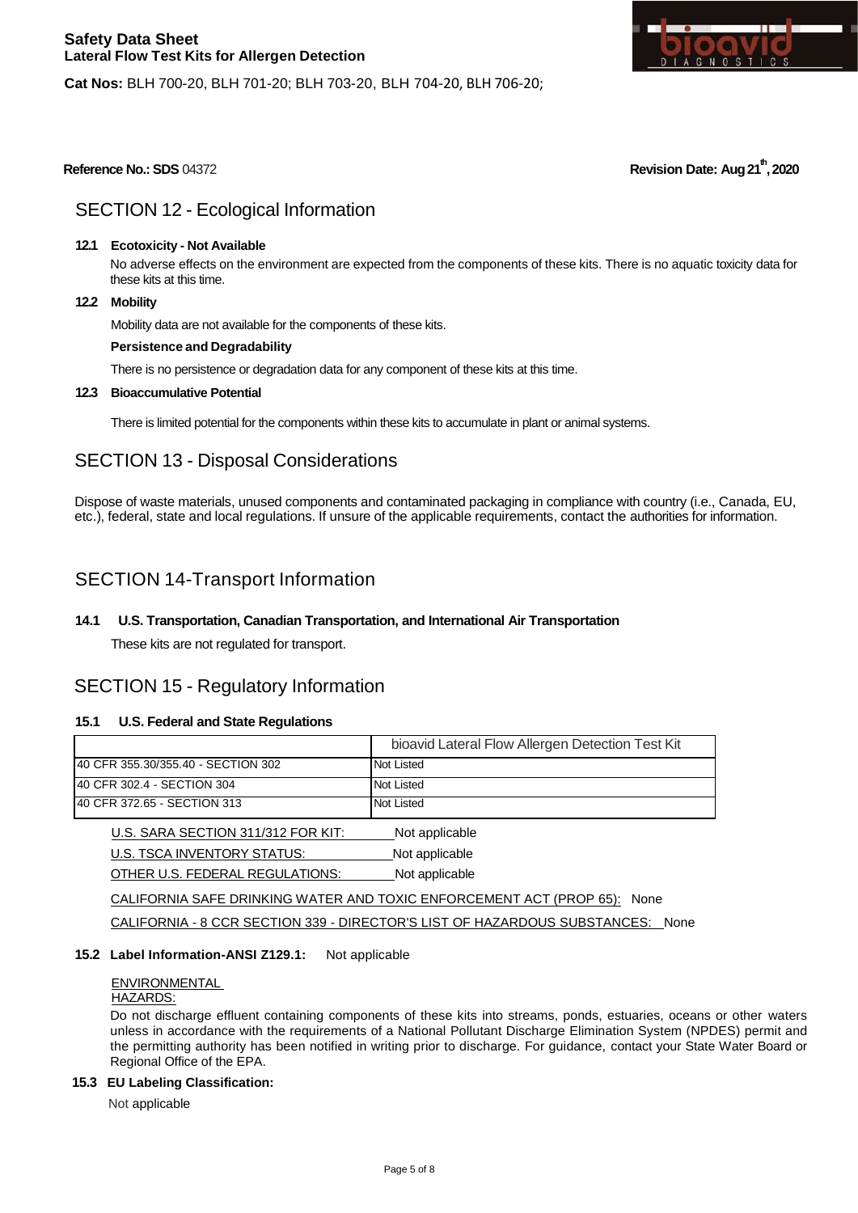**Safety Data Sheet**
**Lateral Flow Test Kits for Allergen Detection**

**Cat Nos:** BLH 700-20, BLH 701-20; BLH 703-20, BLH 704-20, BLH 706-20;

**Reference No.: SDS** 04372 **Revision Date: Aug 21th, 2020**

## SECTION 12 - Ecological Information

**12.1 Ecotoxicity - Not Available**

No adverse effects on the environment are expected from the components of these kits. There is no aquatic toxicity data for these kits at this time.

**12.2 Mobility**

Mobility data are not available for the components of these kits.

**Persistence and Degradability**

There is no persistence or degradation data for any component of these kits at this time.

**12.3 Bioaccumulative Potential**

There is limited potential for the components within these kits to accumulate in plant or animal systems.

## SECTION 13 - Disposal Considerations

Dispose of waste materials, unused components and contaminated packaging in compliance with country (i.e., Canada, EU, etc.), federal, state and local regulations. If unsure of the applicable requirements, contact the authorities for information.

## SECTION 14-Transport Information

**14.1 U.S. Transportation, Canadian Transportation, and International Air Transportation**

These kits are not regulated for transport.

## SECTION 15 - Regulatory Information

**15.1 U.S. Federal and State Regulations**

| | bioavid Lateral Flow Allergen Detection Test Kit |
|---|---|
| 40 CFR 355.30/355.40 - SECTION 302 | Not Listed |
| 40 CFR 302.4 - SECTION 304 | Not Listed |
| 40 CFR 372.65 - SECTION 313 | Not Listed |

U.S. SARA SECTION 311/312 FOR KIT: Not applicable

U.S. TSCA INVENTORY STATUS: Not applicable

OTHER U.S. FEDERAL REGULATIONS: Not applicable

CALIFORNIA SAFE DRINKING WATER AND TOXIC ENFORCEMENT ACT (PROP 65): None

CALIFORNIA - 8 CCR SECTION 339 - DIRECTOR'S LIST OF HAZARDOUS SUBSTANCES: None

**15.2 Label Information-ANSI Z129.1:** Not applicable

ENVIRONMENTAL HAZARDS:

Do not discharge effluent containing components of these kits into streams, ponds, estuaries, oceans or other waters unless in accordance with the requirements of a National Pollutant Discharge Elimination System (NPDES) permit and the permitting authority has been notified in writing prior to discharge. For guidance, contact your State Water Board or Regional Office of the EPA.

**15.3 EU Labeling Classification:**

Not applicable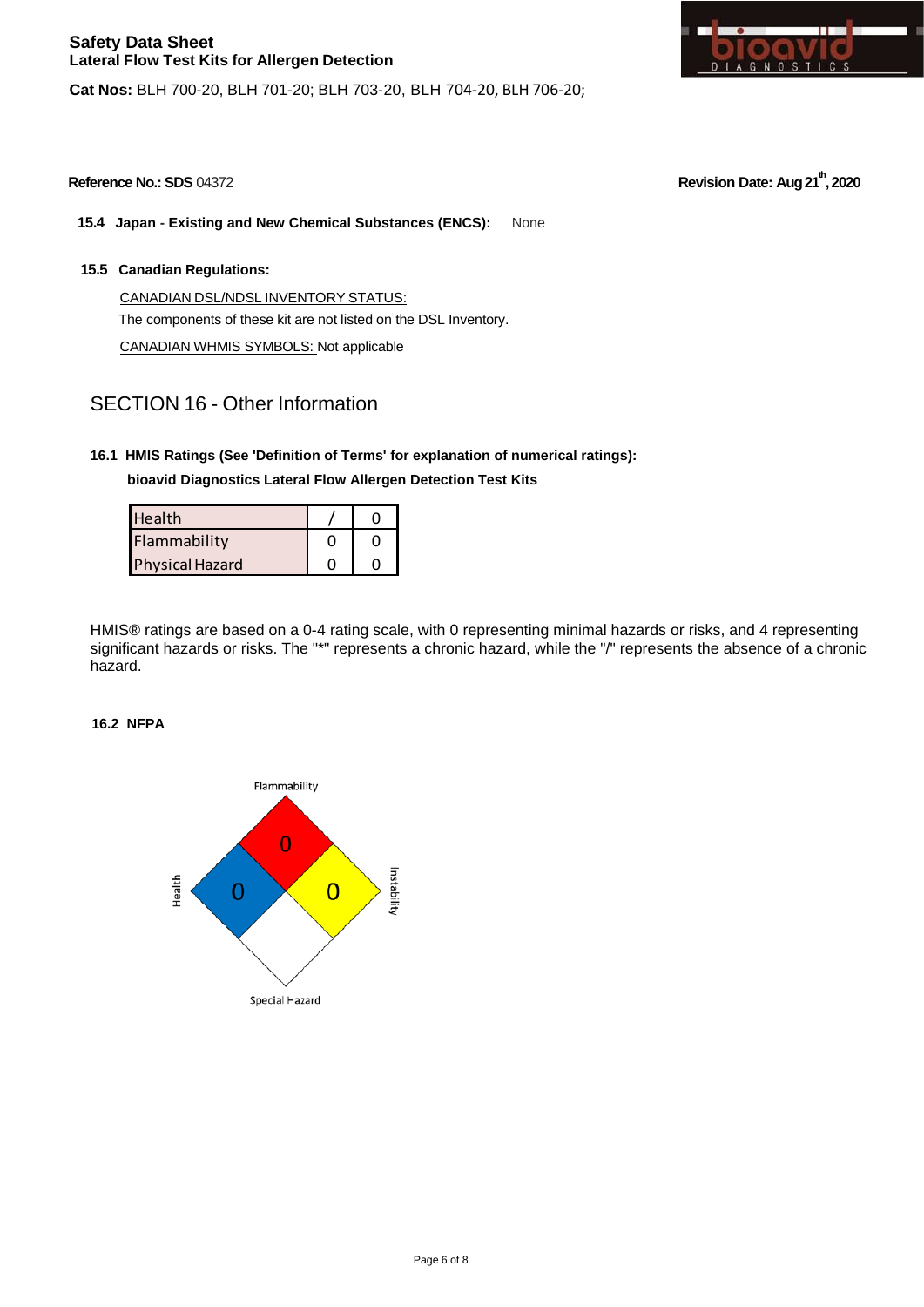**Safety Data Sheet**
**Lateral Flow Test Kits for Allergen Detection**

**Cat Nos:** BLH 700-20, BLH 701-20; BLH 703-20, BLH 704-20, BLH 706-20;

**Reference No.: SDS** 04372

**Revision Date: Aug 21th, 2020**

**15.4 Japan - Existing and New Chemical Substances (ENCS):** None

**15.5 Canadian Regulations:**

CANADIAN DSL/NDSL INVENTORY STATUS:
The components of these kit are not listed on the DSL Inventory.

CANADIAN WHMIS SYMBOLS: Not applicable

## SECTION 16 - Other Information

**16.1 HMIS Ratings (See 'Definition of Terms' for explanation of numerical ratings):**

**bioavid Diagnostics Lateral Flow Allergen Detection Test Kits**

| | | |
|---|---|---|
| Health | / | 0 |
| Flammability | 0 | 0 |
| Physical Hazard | 0 | 0 |

HMIS® ratings are based on a 0-4 rating scale, with 0 representing minimal hazards or risks, and 4 representing significant hazards or risks. The "*" represents a chronic hazard, while the "/" represents the absence of a chronic hazard.

**16.2 NFPA**

| Category | Rating |
|---|---|
| Flammability | 0 |
| Health | 0 |
| Instability | 0 |
| Special Hazard | |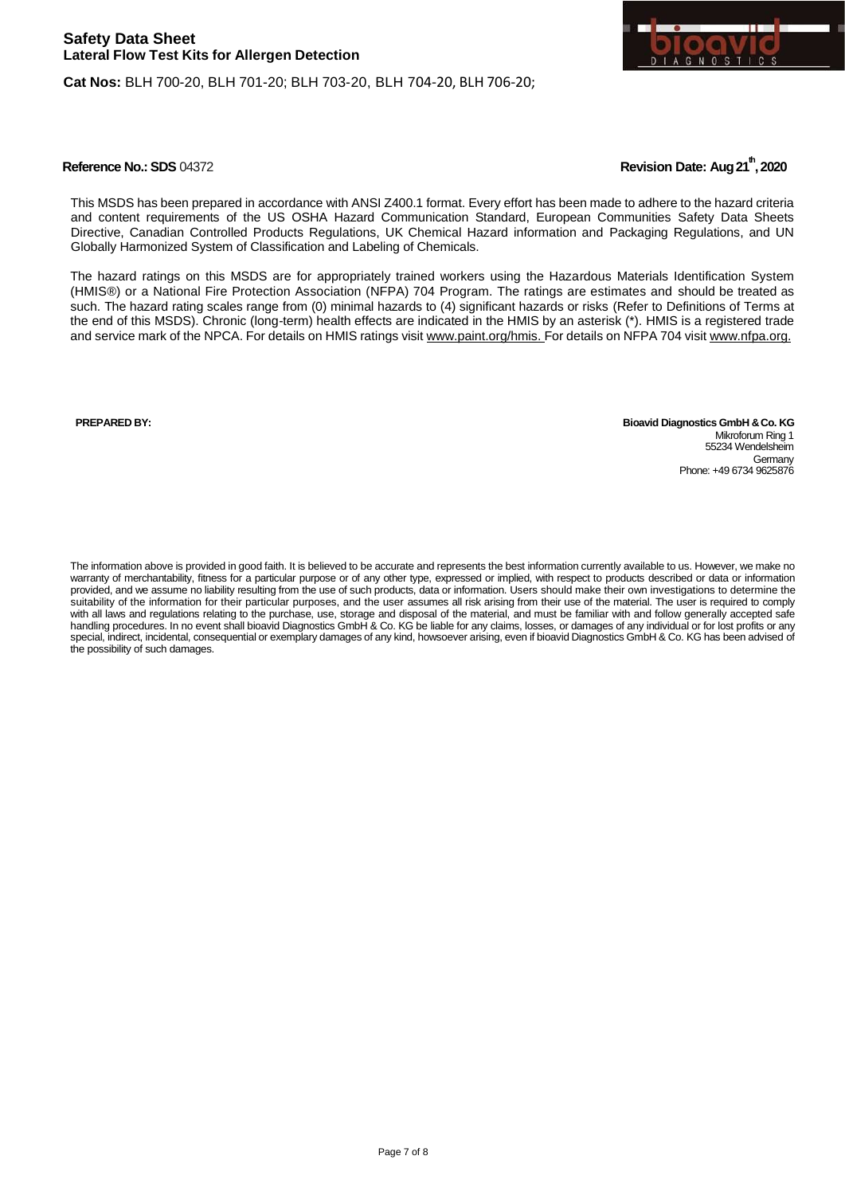**Reference No.: SDS** 04372 **Revision Date: Aug 21th, 2020**

This MSDS has been prepared in accordance with ANSI Z400.1 format. Every effort has been made to adhere to the hazard criteria and content requirements of the US OSHA Hazard Communication Standard, European Communities Safety Data Sheets Directive, Canadian Controlled Products Regulations, UK Chemical Hazard information and Packaging Regulations, and UN Globally Harmonized System of Classification and Labeling of Chemicals.

The hazard ratings on this MSDS are for appropriately trained workers using the Hazardous Materials Identification System (HMIS®) or a National Fire Protection Association (NFPA) 704 Program. The ratings are estimates and should be treated as such. The hazard rating scales range from (0) minimal hazards to (4) significant hazards or risks (Refer to Definitions of Terms at the end of this MSDS). Chronic (long-term) health effects are indicated in the HMIS by an asterisk (*). HMIS is a registered trade and service mark of the NPCA. For details on HMIS ratings visit www.paint.org/hmis. For details on NFPA 704 visit www.nfpa.org.

**PREPARED BY:**

**Bioavid Diagnostics GmbH & Co. KG**
Mikroforum Ring 1
55234 Wendelsheim
Germany
Phone: +49 6734 9625876

The information above is provided in good faith. It is believed to be accurate and represents the best information currently available to us. However, we make no warranty of merchantability, fitness for a particular purpose or of any other type, expressed or implied, with respect to products described or data or information provided, and we assume no liability resulting from the use of such products, data or information. Users should make their own investigations to determine the suitability of the information for their particular purposes, and the user assumes all risk arising from their use of the material. The user is required to comply with all laws and regulations relating to the purchase, use, storage and disposal of the material, and must be familiar with and follow generally accepted safe handling procedures. In no event shall bioavid Diagnostics GmbH & Co. KG be liable for any claims, losses, or damages of any individual or for lost profits or any special, indirect, incidental, consequential or exemplary damages of any kind, howsoever arising, even if bioavid Diagnostics GmbH & Co. KG has been advised of the possibility of such damages.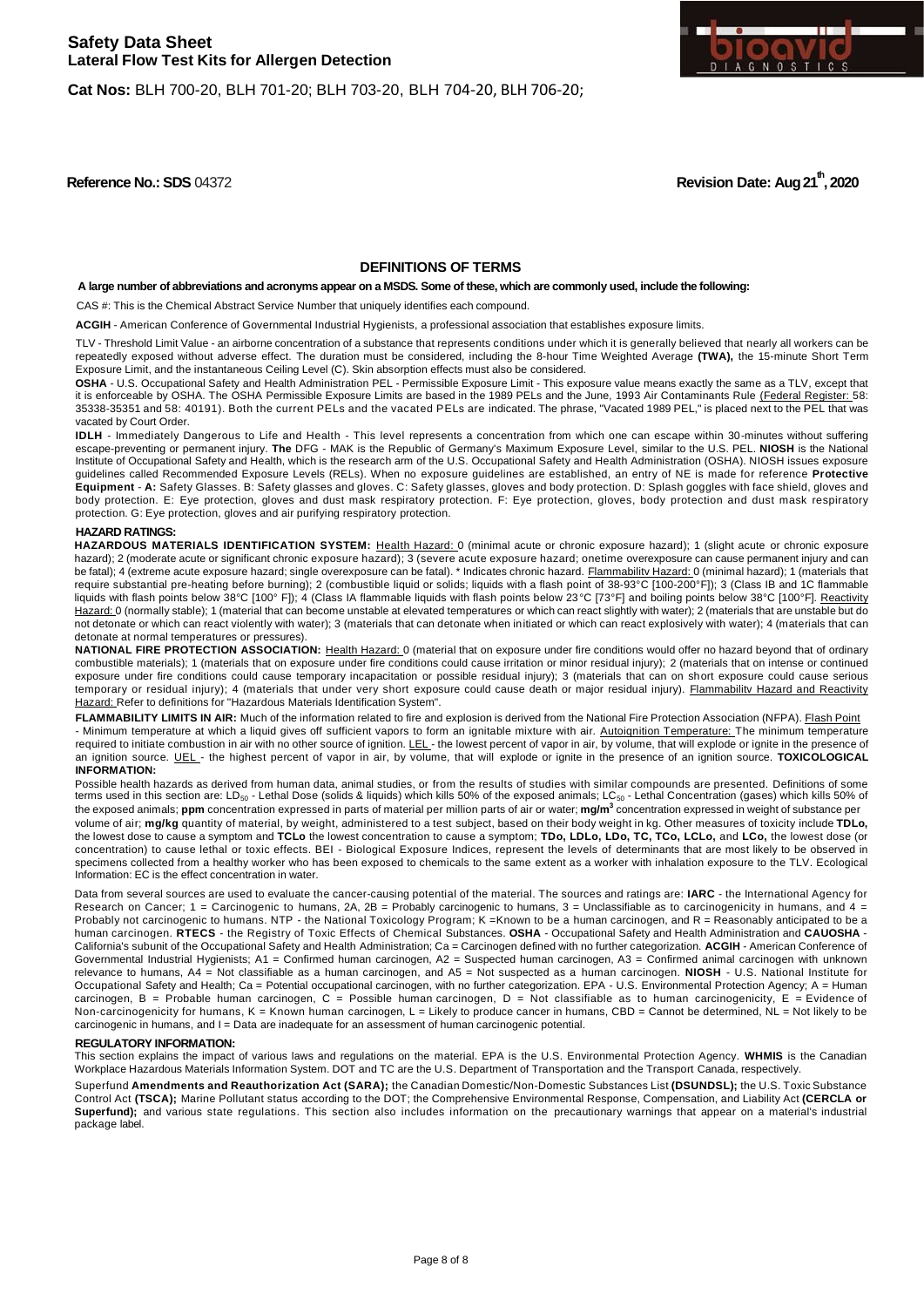**Safety Data Sheet**
**Lateral Flow Test Kits for Allergen Detection**

**Cat Nos:** BLH 700-20, BLH 701-20; BLH 703-20, BLH 704-20, BLH 706-20;

**Reference No.: SDS** 04372 **Revision Date: Aug 21th, 2020**

## DEFINITIONS OF TERMS

**A large number of abbreviations and acronyms appear on a MSDS. Some of these, which are commonly used, include the following:**

CAS #: This is the Chemical Abstract Service Number that uniquely identifies each compound.

**ACGIH** - American Conference of Governmental Industrial Hygienists, a professional association that establishes exposure limits.

TLV - Threshold Limit Value - an airborne concentration of a substance that represents conditions under which it is generally believed that nearly all workers can be repeatedly exposed without adverse effect. The duration must be considered, including the 8-hour Time Weighted Average **(TWA),** the 15-minute Short Term Exposure Limit, and the instantaneous Ceiling Level (C). Skin absorption effects must also be considered.

**OSHA** - U.S. Occupational Safety and Health Administration PEL - Permissible Exposure Limit - This exposure value means exactly the same as a TLV, except that it is enforceable by OSHA. The OSHA Permissible Exposure Limits are based in the 1989 PELs and the June, 1993 Air Contaminants Rule (Federal Register: 58: 35338-35351 and 58: 40191). Both the current PELs and the vacated PELs are indicated. The phrase, "Vacated 1989 PEL," is placed next to the PEL that was vacated by Court Order.

**IDLH** - Immediately Dangerous to Life and Health - This level represents a concentration from which one can escape within 30-minutes without suffering escape-preventing or permanent injury. **The** DFG - MAK is the Republic of Germany's Maximum Exposure Level, similar to the U.S. PEL. **NIOSH** is the National Institute of Occupational Safety and Health, which is the research arm of the U.S. Occupational Safety and Health Administration (OSHA). NIOSH issues exposure guidelines called Recommended Exposure Levels (RELs). When no exposure guidelines are established, an entry of NE is made for reference **Protective Equipment** - **A:** Safety Glasses. B: Safety glasses and gloves. C: Safety glasses, gloves and body protection. D: Splash goggles with face shield, gloves and body protection. E: Eye protection, gloves and dust mask respiratory protection. F: Eye protection, gloves, body protection and dust mask respiratory protection. G: Eye protection, gloves and air purifying respiratory protection.

### HAZARD RATINGS:

**HAZARDOUS MATERIALS IDENTIFICATION SYSTEM:** Health Hazard: 0 (minimal acute or chronic exposure hazard); 1 (slight acute or chronic exposure hazard); 2 (moderate acute or significant chronic exposure hazard); 3 (severe acute exposure hazard; onetime overexposure can cause permanent injury and can be fatal); 4 (extreme acute exposure hazard; single overexposure can be fatal). * Indicates chronic hazard. Flammability Hazard: 0 (minimal hazard); 1 (materials that require substantial pre-heating before burning); 2 (combustible liquid or solids; liquids with a flash point of 38-93°C [100-200°F]); 3 (Class IB and 1C flammable liquids with flash points below 38°C [100° F]); 4 (Class IA flammable liquids with flash points below 23°C [73°F] and boiling points below 38°C [100°F]. Reactivity Hazard: 0 (normally stable); 1 (material that can become unstable at elevated temperatures or which can react slightly with water); 2 (materials that are unstable but do not detonate or which can react violently with water); 3 (materials that can detonate when initiated or which can react explosively with water); 4 (materials that can detonate at normal temperatures or pressures).

**NATIONAL FIRE PROTECTION ASSOCIATION:** Health Hazard: 0 (material that on exposure under fire conditions would offer no hazard beyond that of ordinary combustible materials); 1 (materials that on exposure under fire conditions could cause irritation or minor residual injury); 2 (materials that on intense or continued exposure under fire conditions could cause temporary incapacitation or possible residual injury); 3 (materials that can on short exposure could cause serious temporary or residual injury); 4 (materials that under very short exposure could cause death or major residual injury). Flammability Hazard and Reactivity Hazard: Refer to definitions for "Hazardous Materials Identification System".

**FLAMMABILITY LIMITS IN AIR:** Much of the information related to fire and explosion is derived from the National Fire Protection Association (NFPA). Flash Point - Minimum temperature at which a liquid gives off sufficient vapors to form an ignitable mixture with air. Autoignition Temperature: The minimum temperature required to initiate combustion in air with no other source of ignition. LEL - the lowest percent of vapor in air, by volume, that will explode or ignite in the presence of an ignition source. UEL - the highest percent of vapor in air, by volume, that will explode or ignite in the presence of an ignition source. **TOXICOLOGICAL INFORMATION:**

Possible health hazards as derived from human data, animal studies, or from the results of studies with similar compounds are presented. Definitions of some terms used in this section are: $LD_{50}$ - Lethal Dose (solids & liquids) which kills 50% of the exposed animals; $LC_{50}$ - Lethal Concentration (gases) which kills 50% of the exposed animals; **ppm** concentration expressed in parts of material per million parts of air or water; **mg/m³** concentration expressed in weight of substance per volume of air; **mg/kg** quantity of material, by weight, administered to a test subject, based on their body weight in kg. Other measures of toxicity include **TDLo,** the lowest dose to cause a symptom and **TCLo** the lowest concentration to cause a symptom; **TDo, LDLo, LDo, TC, TCo, LCLo,** and **LCo,** the lowest dose (or concentration) to cause lethal or toxic effects. BEI - Biological Exposure Indices, represent the levels of determinants that are most likely to be observed in specimens collected from a healthy worker who has been exposed to chemicals to the same extent as a worker with inhalation exposure to the TLV. Ecological Information: EC is the effect concentration in water.

Data from several sources are used to evaluate the cancer-causing potential of the material. The sources and ratings are: **IARC** - the International Agency for Research on Cancer; 1 = Carcinogenic to humans, 2A, 2B = Probably carcinogenic to humans, 3 = Unclassifiable as to carcinogenicity in humans, and 4 = Probably not carcinogenic to humans. NTP - the National Toxicology Program; K =Known to be a human carcinogen, and R = Reasonably anticipated to be a human carcinogen. **RTECS** - the Registry of Toxic Effects of Chemical Substances. **OSHA** - Occupational Safety and Health Administration and **CAUOSHA** - California's subunit of the Occupational Safety and Health Administration; Ca = Carcinogen defined with no further categorization. **ACGIH** - American Conference of Governmental Industrial Hygienists; A1 = Confirmed human carcinogen, A2 = Suspected human carcinogen, A3 = Confirmed animal carcinogen with unknown relevance to humans, A4 = Not classifiable as a human carcinogen, and A5 = Not suspected as a human carcinogen. **NIOSH** - U.S. National Institute for Occupational Safety and Health; Ca = Potential occupational carcinogen, with no further categorization. EPA - U.S. Environmental Protection Agency; A = Human carcinogen, B = Probable human carcinogen, C = Possible human carcinogen, D = Not classifiable as to human carcinogenicity, E = Evidence of Non-carcinogenicity for humans, K = Known human carcinogen, L = Likely to produce cancer in humans, CBD = Cannot be determined, NL = Not likely to be carcinogenic in humans, and I = Data are inadequate for an assessment of human carcinogenic potential.

### REGULATORY INFORMATION:

This section explains the impact of various laws and regulations on the material. EPA is the U.S. Environmental Protection Agency. **WHMIS** is the Canadian Workplace Hazardous Materials Information System. DOT and TC are the U.S. Department of Transportation and the Transport Canada, respectively.

Superfund **Amendments and Reauthorization Act (SARA);** the Canadian Domestic/Non-Domestic Substances List **(DSUNDSL);** the U.S. Toxic Substance Control Act **(TSCA);** Marine Pollutant status according to the DOT; the Comprehensive Environmental Response, Compensation, and Liability Act **(CERCLA or Superfund);** and various state regulations. This section also includes information on the precautionary warnings that appear on a material's industrial package label.